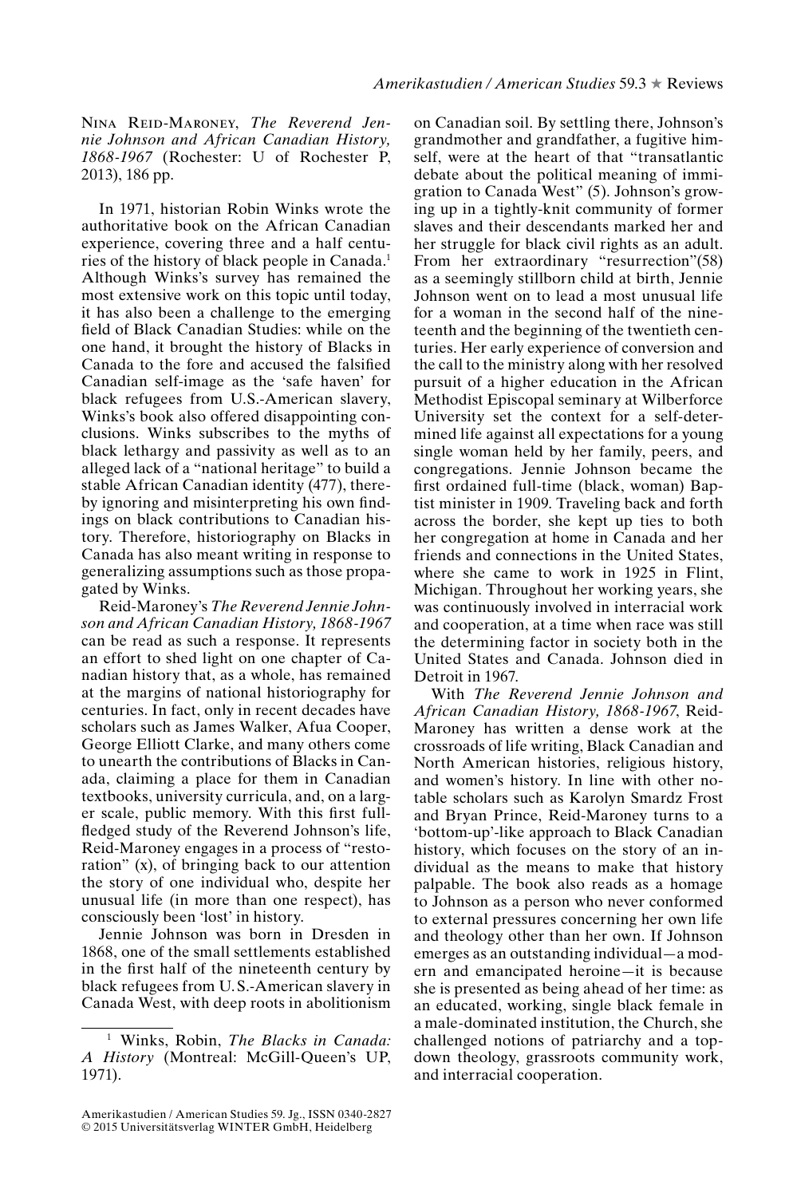Nina Reid-Maroney, *The Reverend Jennie Johnson and African Canadian History, 1868-1967* (Rochester: U of Rochester P, 2013), 186 pp.

In 1971, historian Robin Winks wrote the authoritative book on the African Canadian experience, covering three and a half centuries of the history of black people in Canada.[1] Although Winks's survey has remained the most extensive work on this topic until today, it has also been a challenge to the emerging field of Black Canadian Studies: while on the one hand, it brought the history of Blacks in Canada to the fore and accused the falsified Canadian self-image as the 'safe haven' for black refugees from U.S.-American slavery, Winks's book also offered disappointing conclusions. Winks subscribes to the myths of black lethargy and passivity as well as to an alleged lack of a "national heritage" to build a stable African Canadian identity (477), thereby ignoring and misinterpreting his own findings on black contributions to Canadian history. Therefore, historiography on Blacks in Canada has also meant writing in response to generalizing assumptions such as those propagated by Winks.

Reid-Maroney's *The Reverend Jennie Johnson and African Canadian History, 1868-1967* can be read as such a response. It represents an effort to shed light on one chapter of Canadian history that, as a whole, has remained at the margins of national historiography for centuries. In fact, only in recent decades have scholars such as James Walker, Afua Cooper, George Elliott Clarke, and many others come to unearth the contributions of Blacks in Canada, claiming a place for them in Canadian textbooks, university curricula, and, on a larger scale, public memory. With this first full-fledged study of the Reverend Johnson's life, Reid-Maroney engages in a process of "restoration" (x), of bringing back to our attention the story of one individual who, despite her unusual life (in more than one respect), has consciously been 'lost' in history.

Jennie Johnson was born in Dresden in 1868, one of the small settlements established in the first half of the nineteenth century by black refugees from U.S.-American slavery in Canada West, with deep roots in abolitionism on Canadian soil. By settling there, Johnson's grandmother and grandfather, a fugitive himself, were at the heart of that "transatlantic debate about the political meaning of immigration to Canada West" (5). Johnson's growing up in a tightly-knit community of former slaves and their descendants marked her and her struggle for black civil rights as an adult. From her extraordinary "resurrection"(58) as a seemingly stillborn child at birth, Jennie Johnson went on to lead a most unusual life for a woman in the second half of the nineteenth and the beginning of the twentieth centuries. Her early experience of conversion and the call to the ministry along with her resolved pursuit of a higher education in the African Methodist Episcopal seminary at Wilberforce University set the context for a self-determined life against all expectations for a young single woman held by her family, peers, and congregations. Jennie Johnson became the first ordained full-time (black, woman) Baptist minister in 1909. Traveling back and forth across the border, she kept up ties to both her congregation at home in Canada and her friends and connections in the United States, where she came to work in 1925 in Flint, Michigan. Throughout her working years, she was continuously involved in interracial work and cooperation, at a time when race was still the determining factor in society both in the United States and Canada. Johnson died in Detroit in 1967.

With *The Reverend Jennie Johnson and African Canadian History, 1868-1967*, Reid-Maroney has written a dense work at the crossroads of life writing, Black Canadian and North American histories, religious history, and women's history. In line with other notable scholars such as Karolyn Smardz Frost and Bryan Prince, Reid-Maroney turns to a 'bottom-up'-like approach to Black Canadian history, which focuses on the story of an individual as the means to make that history palpable. The book also reads as a homage to Johnson as a person who never conformed to external pressures concerning her own life and theology other than her own. If Johnson emerges as an outstanding individual—a modern and emancipated heroine—it is because she is presented as being ahead of her time: as an educated, working, single black female in a male-dominated institution, the Church, she challenged notions of patriarchy and a top-down theology, grassroots community work, and interracial cooperation.

[1] Winks, Robin, *The Blacks in Canada: A History* (Montreal: McGill-Queen's UP, 1971).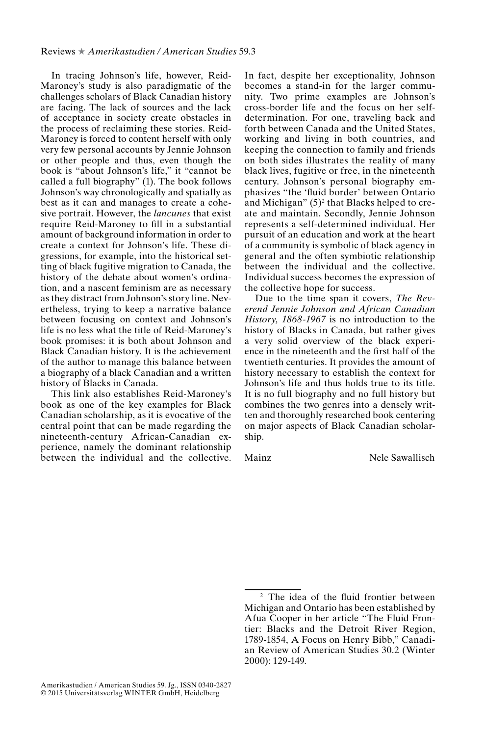In tracing Johnson's life, however, Reid-Maroney's study is also paradigmatic of the challenges scholars of Black Canadian history are facing. The lack of sources and the lack of acceptance in society create obstacles in the process of reclaiming these stories. Reid-Maroney is forced to content herself with only very few personal accounts by Jennie Johnson or other people and thus, even though the book is "about Johnson's life," it "cannot be called a full biography" (1). The book follows Johnson's way chronologically and spatially as best as it can and manages to create a cohesive portrait. However, the *lancunes* that exist require Reid-Maroney to fill in a substantial amount of background information in order to create a context for Johnson's life. These digressions, for example, into the historical setting of black fugitive migration to Canada, the history of the debate about women's ordination, and a nascent feminism are as necessary as they distract from Johnson's story line. Nevertheless, trying to keep a narrative balance between focusing on context and Johnson's life is no less what the title of Reid-Maroney's book promises: it is both about Johnson and Black Canadian history. It is the achievement of the author to manage this balance between a biography of a black Canadian and a written history of Blacks in Canada.

This link also establishes Reid-Maroney's book as one of the key examples for Black Canadian scholarship, as it is evocative of the central point that can be made regarding the nineteenth-century African-Canadian experience, namely the dominant relationship between the individual and the collective. In fact, despite her exceptionality, Johnson becomes a stand-in for the larger community. Two prime examples are Johnson's cross-border life and the focus on her self-determination. For one, traveling back and forth between Canada and the United States, working and living in both countries, and keeping the connection to family and friends on both sides illustrates the reality of many black lives, fugitive or free, in the nineteenth century. Johnson's personal biography emphasizes "the 'fluid border' between Ontario and Michigan" (5)[2] that Blacks helped to create and maintain. Secondly, Jennie Johnson represents a self-determined individual. Her pursuit of an education and work at the heart of a community is symbolic of black agency in general and the often symbiotic relationship between the individual and the collective. Individual success becomes the expression of the collective hope for success.

Due to the time span it covers, *The Reverend Jennie Johnson and African Canadian History, 1868-1967* is no introduction to the history of Blacks in Canada, but rather gives a very solid overview of the black experience in the nineteenth and the first half of the twentieth centuries. It provides the amount of history necessary to establish the context for Johnson's life and thus holds true to its title. It is no full biography and no full history but combines the two genres into a densely written and thoroughly researched book centering on major aspects of Black Canadian scholarship.

Mainz — Nele Sawallisch

[2] The idea of the fluid frontier between Michigan and Ontario has been established by Afua Cooper in her article "The Fluid Frontier: Blacks and the Detroit River Region, 1789-1854, A Focus on Henry Bibb," Canadian Review of American Studies 30.2 (Winter 2000): 129-149.